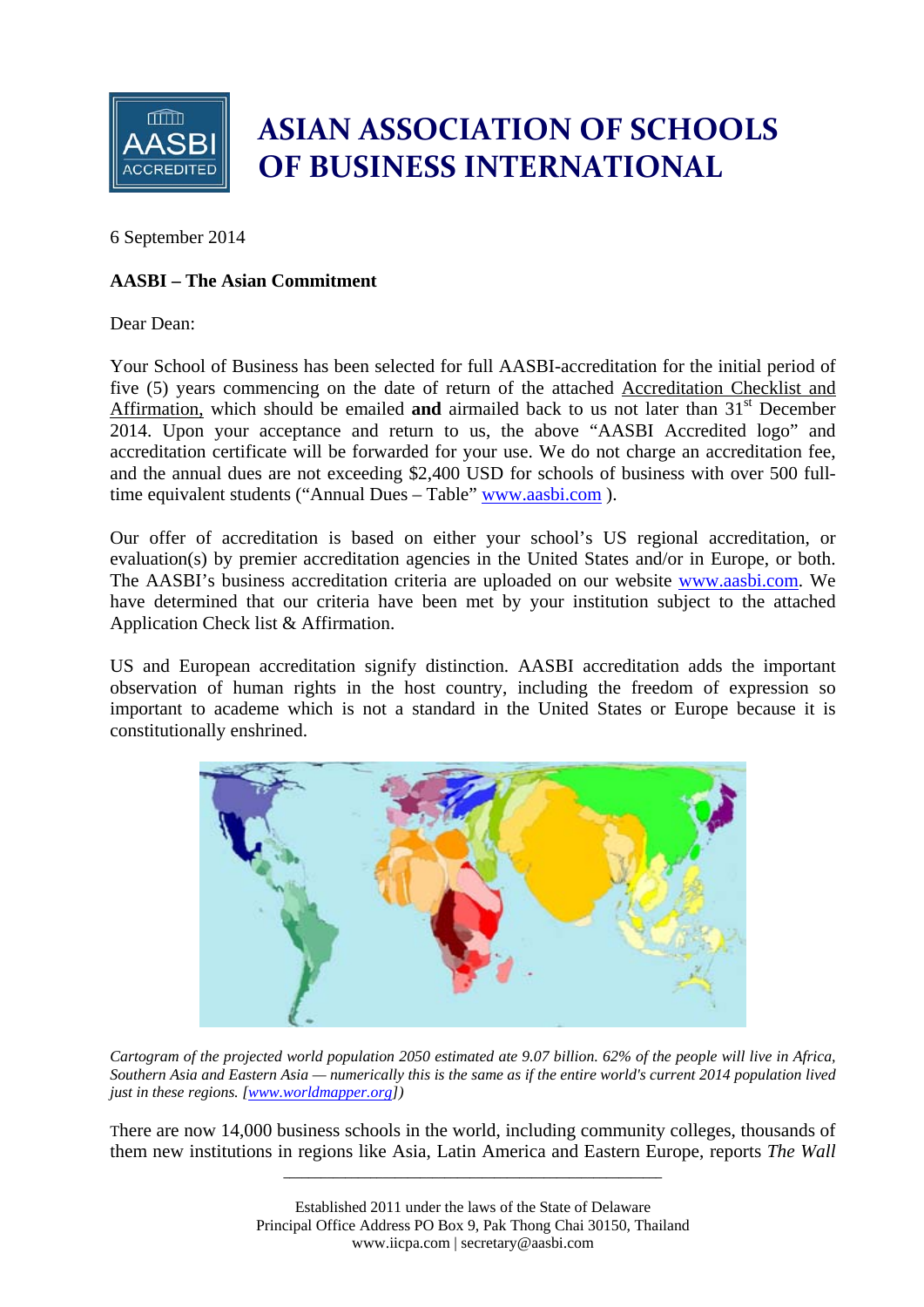# ASIAN ASSOCIATION OF SCHOOLS OF BUSINESS INTERNATIONAL

6 September 2014

**AASBI – The Asian Commitment**

Dear Dean:

Your School of Business has been selected for full AASBI-accreditation for the initial period of five (5) years commencing on the date of return of the attached Accreditation Checklist and Affirmation, which should be emailed **and** airmailed back to us not later than 31st December 2014. Upon your acceptance and return to us, the above "AASBI Accredited logo" and accreditation certificate will be forwarded for your use. We do not charge an accreditation fee, and the annual dues are not exceeding $2,400 USD for schools of business with over 500 full-time equivalent students ("Annual Dues – Table" www.aasbi.com ).

Our offer of accreditation is based on either your school's US regional accreditation, or evaluation(s) by premier accreditation agencies in the United States and/or in Europe, or both. The AASBI's business accreditation criteria are uploaded on our website www.aasbi.com. We have determined that our criteria have been met by your institution subject to the attached Application Check list & Affirmation.

US and European accreditation signify distinction. AASBI accreditation adds the important observation of human rights in the host country, including the freedom of expression so important to academe which is not a standard in the United States or Europe because it is constitutionally enshrined.

*Cartogram of the projected world population 2050 estimated ate 9.07 billion. 62% of the people will live in Africa, Southern Asia and Eastern Asia — numerically this is the same as if the entire world's current 2014 population lived just in these regions. [www.worldmapper.org])*

There are now 14,000 business schools in the world, including community colleges, thousands of them new institutions in regions like Asia, Latin America and Eastern Europe, reports *The Wall*

Established 2011 under the laws of the State of Delaware
Principal Office Address PO Box 9, Pak Thong Chai 30150, Thailand
www.iicpa.com | secretary@aasbi.com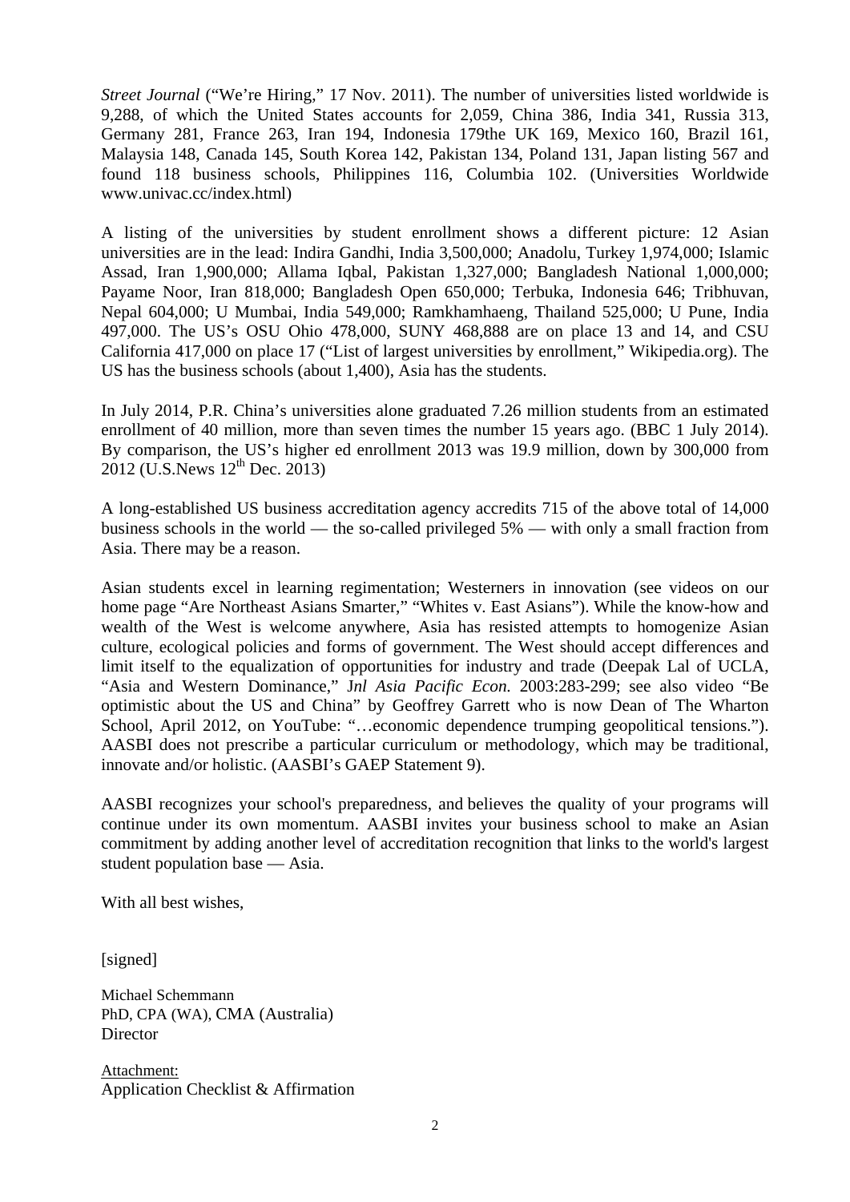*Street Journal* ("We're Hiring," 17 Nov. 2011). The number of universities listed worldwide is 9,288, of which the United States accounts for 2,059, China 386, India 341, Russia 313, Germany 281, France 263, Iran 194, Indonesia 179the UK 169, Mexico 160, Brazil 161, Malaysia 148, Canada 145, South Korea 142, Pakistan 134, Poland 131, Japan listing 567 and found 118 business schools, Philippines 116, Columbia 102. (Universities Worldwide www.univac.cc/index.html)

A listing of the universities by student enrollment shows a different picture: 12 Asian universities are in the lead: Indira Gandhi, India 3,500,000; Anadolu, Turkey 1,974,000; Islamic Assad, Iran 1,900,000; Allama Iqbal, Pakistan 1,327,000; Bangladesh National 1,000,000; Payame Noor, Iran 818,000; Bangladesh Open 650,000; Terbuka, Indonesia 646; Tribhuvan, Nepal 604,000; U Mumbai, India 549,000; Ramkhamhaeng, Thailand 525,000; U Pune, India 497,000. The US's OSU Ohio 478,000, SUNY 468,888 are on place 13 and 14, and CSU California 417,000 on place 17 ("List of largest universities by enrollment," Wikipedia.org). The US has the business schools (about 1,400), Asia has the students.

In July 2014, P.R. China's universities alone graduated 7.26 million students from an estimated enrollment of 40 million, more than seven times the number 15 years ago. (BBC 1 July 2014). By comparison, the US's higher ed enrollment 2013 was 19.9 million, down by 300,000 from 2012 (U.S.News 12th Dec. 2013)

A long-established US business accreditation agency accredits 715 of the above total of 14,000 business schools in the world — the so-called privileged 5% — with only a small fraction from Asia. There may be a reason.

Asian students excel in learning regimentation; Westerners in innovation (see videos on our home page "Are Northeast Asians Smarter," "Whites v. East Asians"). While the know-how and wealth of the West is welcome anywhere, Asia has resisted attempts to homogenize Asian culture, ecological policies and forms of government. The West should accept differences and limit itself to the equalization of opportunities for industry and trade (Deepak Lal of UCLA, "Asia and Western Dominance," J*nl Asia Pacific Econ.* 2003:283-299; see also video "Be optimistic about the US and China" by Geoffrey Garrett who is now Dean of The Wharton School, April 2012, on YouTube: "…economic dependence trumping geopolitical tensions."). AASBI does not prescribe a particular curriculum or methodology, which may be traditional, innovate and/or holistic. (AASBI's GAEP Statement 9).

AASBI recognizes your school's preparedness, and believes the quality of your programs will continue under its own momentum. AASBI invites your business school to make an Asian commitment by adding another level of accreditation recognition that links to the world's largest student population base — Asia.

With all best wishes,

[signed]

Michael Schemmann
PhD, CPA (WA), CMA (Australia)
Director

Attachment:
Application Checklist & Affirmation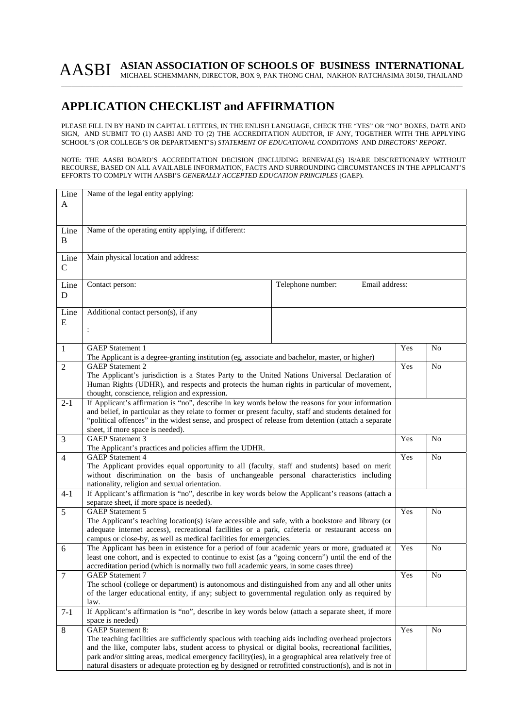AASBI **ASIAN ASSOCIATION OF SCHOOLS OF BUSINESS INTERNATIONAL**
MICHAEL SCHEMMANN, DIRECTOR, BOX 9, PAK THONG CHAI, NAKHON RATCHASIMA 30150, THAILAND

# APPLICATION CHECKLIST and AFFIRMATION

PLEASE FILL IN BY HAND IN CAPITAL LETTERS, IN THE ENLISH LANGUAGE, CHECK THE "YES" OR "NO" BOXES, DATE AND SIGN, AND SUBMIT TO (1) AASBI AND TO (2) THE ACCREDITATION AUDITOR, IF ANY, TOGETHER WITH THE APPLYING SCHOOL'S (OR COLLEGE'S OR DEPARTMENT'S) *STATEMENT OF EDUCATIONAL CONDITIONS* AND *DIRECTORS' REPORT*.

NOTE: THE AASBI BOARD'S ACCREDITATION DECISION (INCLUDING RENEWAL(S) IS/ARE DISCRETIONARY WITHOUT RECOURSE, BASED ON ALL AVAILABLE INFORMATION, FACTS AND SURROUNDING CIRCUMSTANCES IN THE APPLICANT'S EFFORTS TO COMPLY WITH AASBI'S *GENERALLY ACCEPTED EDUCATION PRINCIPLES* (GAEP).

| Line | | | | | |
|---|---|---|---|---|---|
| Line A | Name of the legal entity applying: | | | | |
| Line B | Name of the operating entity applying, if different: | | | | |
| Line C | Main physical location and address: | | | | |
| Line D | Contact person: | Telephone number: | Email address: | | |
| Line E | Additional contact person(s), if any<br>: | | | | |
| 1 | GAEP Statement 1<br>The Applicant is a degree-granting institution (eg, associate and bachelor, master, or higher) | | | Yes | No |
| 2 | GAEP Statement 2<br>The Applicant's jurisdiction is a States Party to the United Nations Universal Declaration of Human Rights (UDHR), and respects and protects the human rights in particular of movement, thought, conscience, religion and expression. | | | Yes | No |
| 2-1 | If Applicant's affirmation is "no", describe in key words below the reasons for your information and belief, in particular as they relate to former or present faculty, staff and students detained for "political offences" in the widest sense, and prospect of release from detention (attach a separate sheet, if more space is needed). | | | | |
| 3 | GAEP Statement 3<br>The Applicant's practices and policies affirm the UDHR. | | | Yes | No |
| 4 | GAEP Statement 4<br>The Applicant provides equal opportunity to all (faculty, staff and students) based on merit without discrimination on the basis of unchangeable personal characteristics including nationality, religion and sexual orientation. | | | Yes | No |
| 4-1 | If Applicant's affirmation is "no", describe in key words below the Applicant's reasons (attach a separate sheet, if more space is needed). | | | | |
| 5 | GAEP Statement 5<br>The Applicant's teaching location(s) is/are accessible and safe, with a bookstore and library (or adequate internet access), recreational facilities or a park, cafeteria or restaurant access on campus or close-by, as well as medical facilities for emergencies. | | | Yes | No |
| 6 | The Applicant has been in existence for a period of four academic years or more, graduated at least one cohort, and is expected to continue to exist (as a "going concern") until the end of the accreditation period (which is normally two full academic years, in some cases three) | | | Yes | No |
| 7 | GAEP Statement 7<br>The school (college or department) is autonomous and distinguished from any and all other units of the larger educational entity, if any; subject to governmental regulation only as required by law. | | | Yes | No |
| 7-1 | If Applicant's affirmation is "no", describe in key words below (attach a separate sheet, if more space is needed) | | | | |
| 8 | GAEP Statement 8:<br>The teaching facilities are sufficiently spacious with teaching aids including overhead projectors and the like, computer labs, student access to physical or digital books, recreational facilities, park and/or sitting areas, medical emergency facility(ies), in a geographical area relatively free of natural disasters or adequate protection eg by designed or retrofitted construction(s), and is not in | | | Yes | No |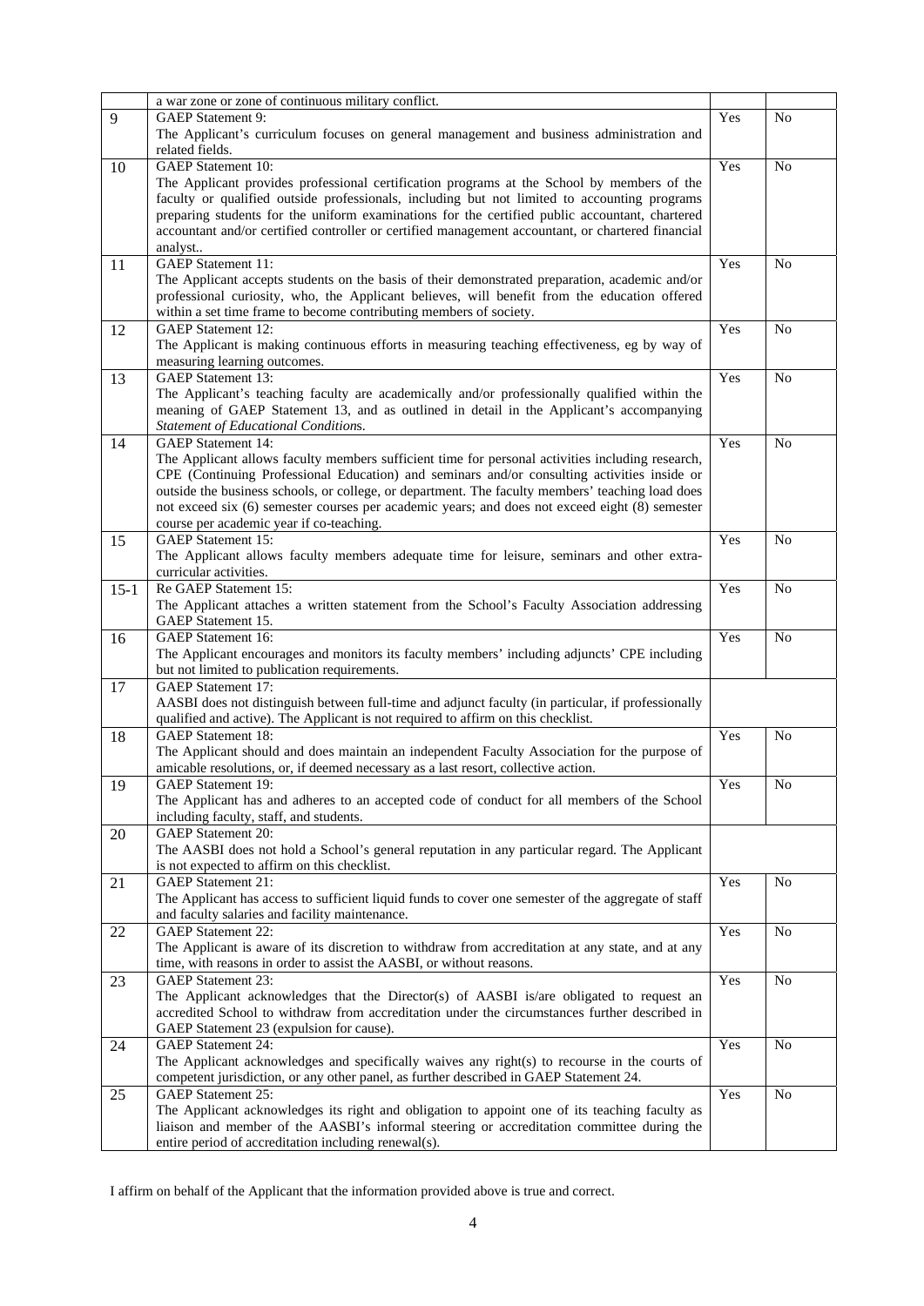| | | | |
|---|---|---|---|
| | a war zone or zone of continuous military conflict. | | |
| 9 | GAEP Statement 9: The Applicant's curriculum focuses on general management and business administration and related fields. | Yes | No |
| 10 | GAEP Statement 10: The Applicant provides professional certification programs at the School by members of the faculty or qualified outside professionals, including but not limited to accounting programs preparing students for the uniform examinations for the certified public accountant, chartered accountant and/or certified controller or certified management accountant, or chartered financial analyst.. | Yes | No |
| 11 | GAEP Statement 11: The Applicant accepts students on the basis of their demonstrated preparation, academic and/or professional curiosity, who, the Applicant believes, will benefit from the education offered within a set time frame to become contributing members of society. | Yes | No |
| 12 | GAEP Statement 12: The Applicant is making continuous efforts in measuring teaching effectiveness, eg by way of measuring learning outcomes. | Yes | No |
| 13 | GAEP Statement 13: The Applicant's teaching faculty are academically and/or professionally qualified within the meaning of GAEP Statement 13, and as outlined in detail in the Applicant's accompanying *Statement of Educational Conditions*. | Yes | No |
| 14 | GAEP Statement 14: The Applicant allows faculty members sufficient time for personal activities including research, CPE (Continuing Professional Education) and seminars and/or consulting activities inside or outside the business schools, or college, or department. The faculty members' teaching load does not exceed six (6) semester courses per academic years; and does not exceed eight (8) semester course per academic year if co-teaching. | Yes | No |
| 15 | GAEP Statement 15: The Applicant allows faculty members adequate time for leisure, seminars and other extra-curricular activities. | Yes | No |
| 15-1 | Re GAEP Statement 15: The Applicant attaches a written statement from the School's Faculty Association addressing GAEP Statement 15. | Yes | No |
| 16 | GAEP Statement 16: The Applicant encourages and monitors its faculty members' including adjuncts' CPE including but not limited to publication requirements. | Yes | No |
| 17 | GAEP Statement 17: AASBI does not distinguish between full-time and adjunct faculty (in particular, if professionally qualified and active). The Applicant is not required to affirm on this checklist. | | |
| 18 | GAEP Statement 18: The Applicant should and does maintain an independent Faculty Association for the purpose of amicable resolutions, or, if deemed necessary as a last resort, collective action. | Yes | No |
| 19 | GAEP Statement 19: The Applicant has and adheres to an accepted code of conduct for all members of the School including faculty, staff, and students. | Yes | No |
| 20 | GAEP Statement 20: The AASBI does not hold a School's general reputation in any particular regard. The Applicant is not expected to affirm on this checklist. | | |
| 21 | GAEP Statement 21: The Applicant has access to sufficient liquid funds to cover one semester of the aggregate of staff and faculty salaries and facility maintenance. | Yes | No |
| 22 | GAEP Statement 22: The Applicant is aware of its discretion to withdraw from accreditation at any state, and at any time, with reasons in order to assist the AASBI, or without reasons. | Yes | No |
| 23 | GAEP Statement 23: The Applicant acknowledges that the Director(s) of AASBI is/are obligated to request an accredited School to withdraw from accreditation under the circumstances further described in GAEP Statement 23 (expulsion for cause). | Yes | No |
| 24 | GAEP Statement 24: The Applicant acknowledges and specifically waives any right(s) to recourse in the courts of competent jurisdiction, or any other panel, as further described in GAEP Statement 24. | Yes | No |
| 25 | GAEP Statement 25: The Applicant acknowledges its right and obligation to appoint one of its teaching faculty as liaison and member of the AASBI's informal steering or accreditation committee during the entire period of accreditation including renewal(s). | Yes | No |

I affirm on behalf of the Applicant that the information provided above is true and correct.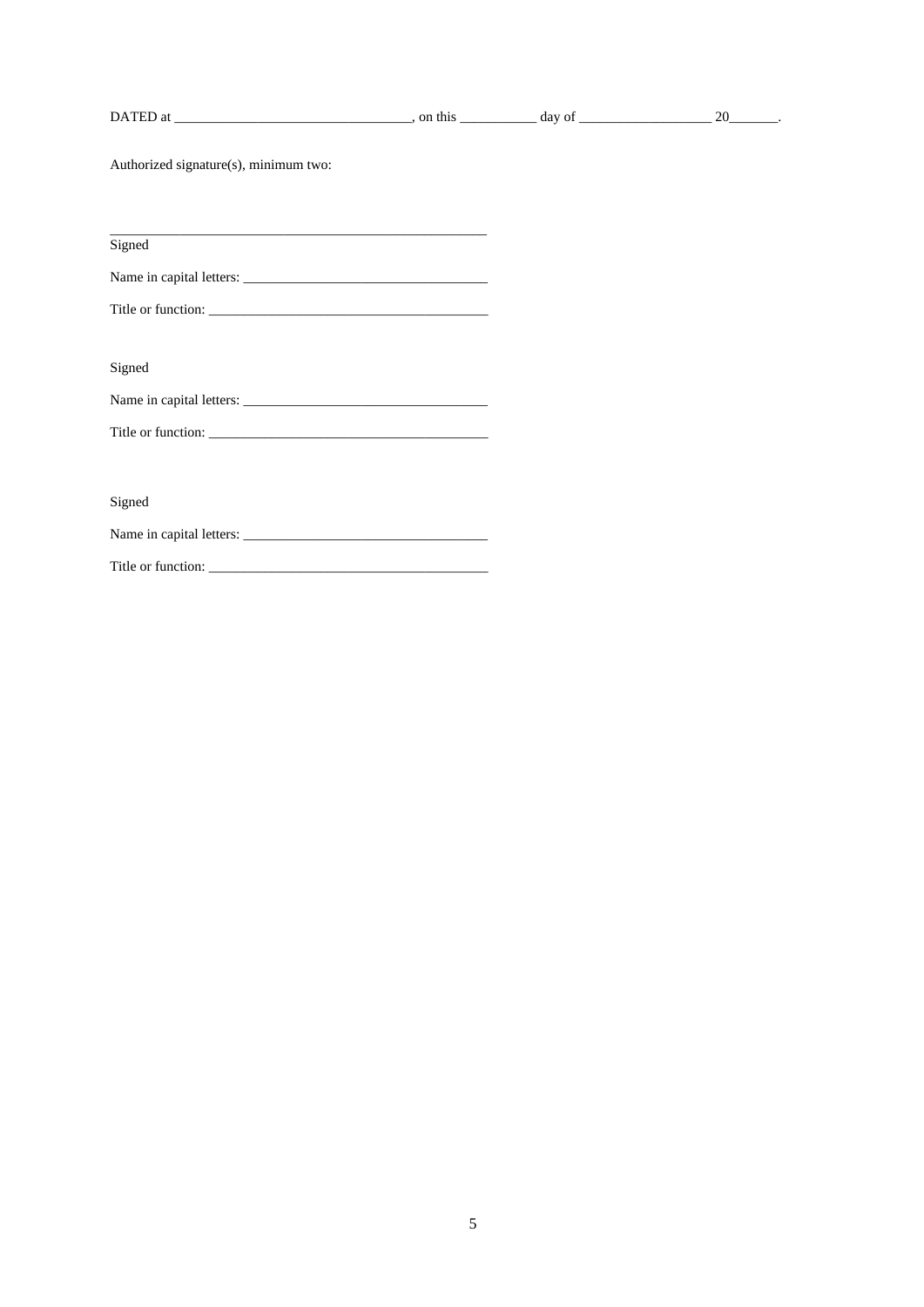DATED at _________________________________, on this __________ day of __________________ 20_______.

Authorized signature(s), minimum two:

_____________________________________________________

Signed

Name in capital letters: __________________________________

Title or function: _______________________________________

Signed

Name in capital letters: __________________________________

Title or function: _______________________________________

Signed

Name in capital letters: __________________________________

Title or function: _______________________________________